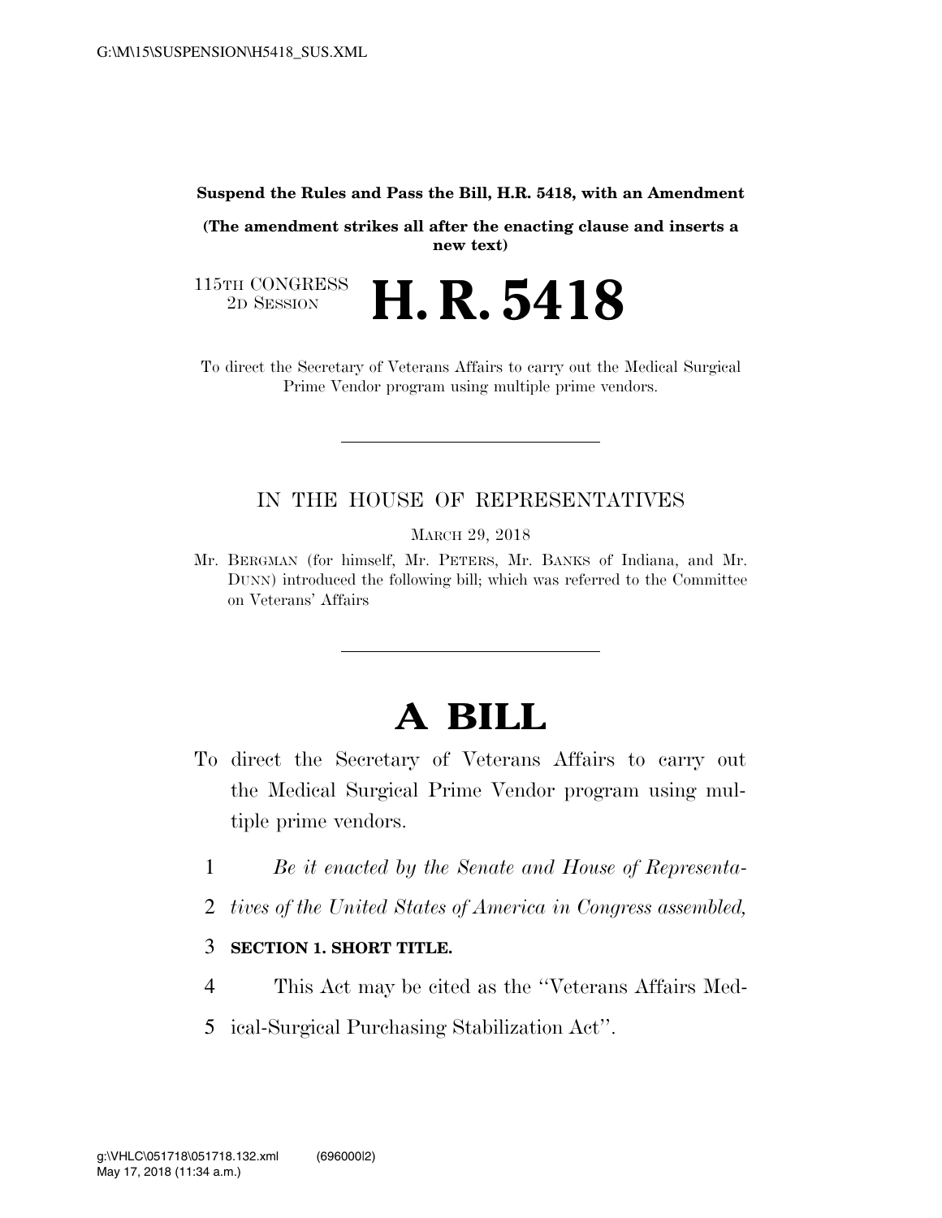**Suspend the Rules and Pass the Bill, H.R. 5418, with an Amendment**

**(The amendment strikes all after the enacting clause and inserts a new text)**

115TH CONGRESS
2D SESSION

# H. R. 5418

To direct the Secretary of Veterans Affairs to carry out the Medical Surgical Prime Vendor program using multiple prime vendors.

---

IN THE HOUSE OF REPRESENTATIVES

MARCH 29, 2018

Mr. BERGMAN (for himself, Mr. PETERS, Mr. BANKS of Indiana, and Mr. DUNN) introduced the following bill; which was referred to the Committee on Veterans' Affairs

---

# A BILL

To direct the Secretary of Veterans Affairs to carry out the Medical Surgical Prime Vendor program using multiple prime vendors.

1 *Be it enacted by the Senate and House of Representa-*

2 *tives of the United States of America in Congress assembled,*

3 **SECTION 1. SHORT TITLE.**

4 This Act may be cited as the "Veterans Affairs Med-

5 ical-Surgical Purchasing Stabilization Act".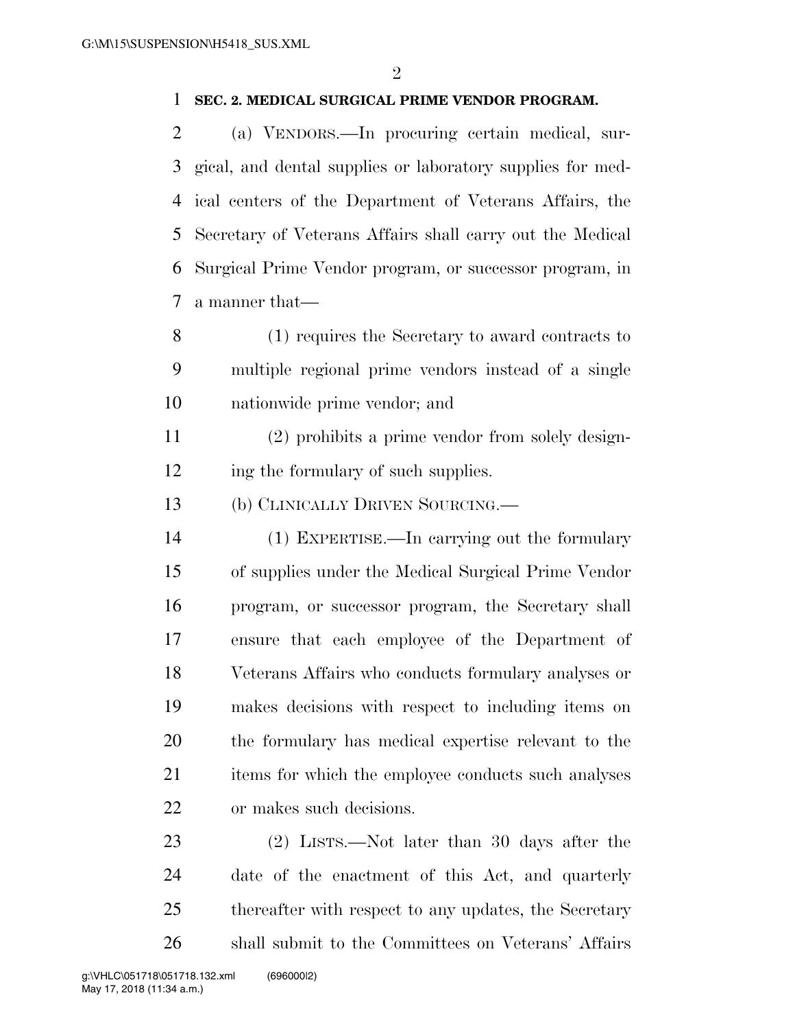**SEC. 2. MEDICAL SURGICAL PRIME VENDOR PROGRAM.**

(a) VENDORS.—In procuring certain medical, surgical, and dental supplies or laboratory supplies for medical centers of the Department of Veterans Affairs, the Secretary of Veterans Affairs shall carry out the Medical Surgical Prime Vendor program, or successor program, in a manner that—

(1) requires the Secretary to award contracts to multiple regional prime vendors instead of a single nationwide prime vendor; and

(2) prohibits a prime vendor from solely designing the formulary of such supplies.

(b) CLINICALLY DRIVEN SOURCING.—

(1) EXPERTISE.—In carrying out the formulary of supplies under the Medical Surgical Prime Vendor program, or successor program, the Secretary shall ensure that each employee of the Department of Veterans Affairs who conducts formulary analyses or makes decisions with respect to including items on the formulary has medical expertise relevant to the items for which the employee conducts such analyses or makes such decisions.

(2) LISTS.—Not later than 30 days after the date of the enactment of this Act, and quarterly thereafter with respect to any updates, the Secretary shall submit to the Committees on Veterans' Affairs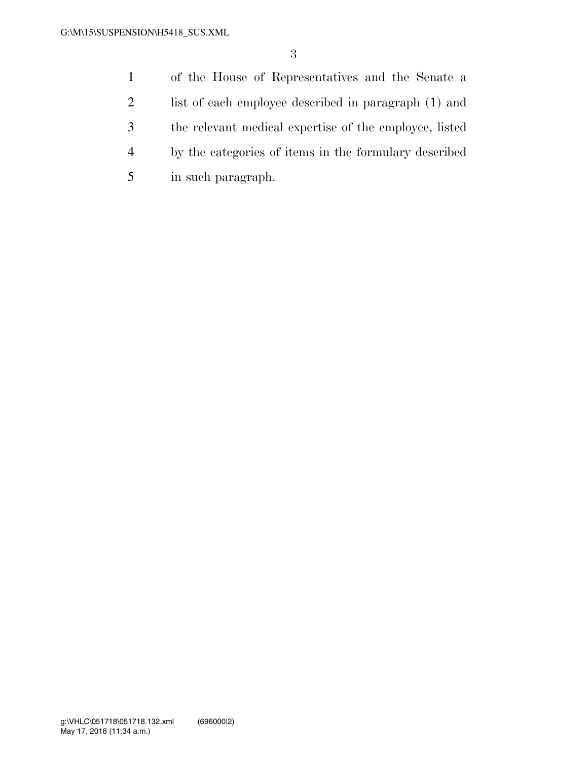of the House of Representatives and the Senate a list of each employee described in paragraph (1) and the relevant medical expertise of the employee, listed by the categories of items in the formulary described in such paragraph.